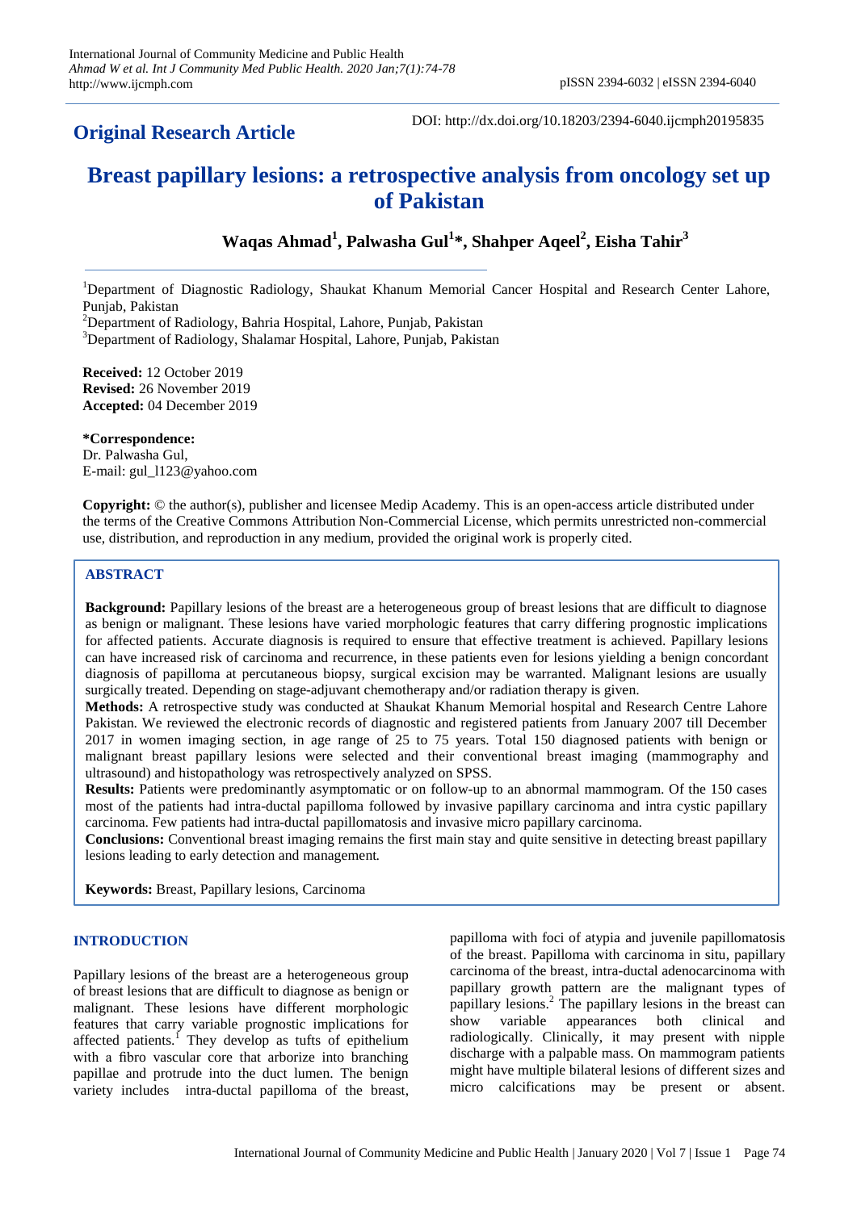**Original Research Article**

DOI: http://dx.doi.org/10.18203/2394-6040.ijcmph20195835

# Breast papillary lesions: a retrospective analysis from oncology set up of Pakistan

**Waqas Ahmad[1], Palwasha Gul[1]*, Shahper Aqeel[2], Eisha Tahir[3]**

[1]Department of Diagnostic Radiology, Shaukat Khanum Memorial Cancer Hospital and Research Center Lahore, Punjab, Pakistan
[2]Department of Radiology, Bahria Hospital, Lahore, Punjab, Pakistan
[3]Department of Radiology, Shalamar Hospital, Lahore, Punjab, Pakistan

**Received:** 12 October 2019
**Revised:** 26 November 2019
**Accepted:** 04 December 2019

***Correspondence:**
Dr. Palwasha Gul,
E-mail: gul_l123@yahoo.com

**Copyright:** © the author(s), publisher and licensee Medip Academy. This is an open-access article distributed under the terms of the Creative Commons Attribution Non-Commercial License, which permits unrestricted non-commercial use, distribution, and reproduction in any medium, provided the original work is properly cited.

## ABSTRACT

**Background:** Papillary lesions of the breast are a heterogeneous group of breast lesions that are difficult to diagnose as benign or malignant. These lesions have varied morphologic features that carry differing prognostic implications for affected patients. Accurate diagnosis is required to ensure that effective treatment is achieved. Papillary lesions can have increased risk of carcinoma and recurrence, in these patients even for lesions yielding a benign concordant diagnosis of papilloma at percutaneous biopsy, surgical excision may be warranted. Malignant lesions are usually surgically treated. Depending on stage-adjuvant chemotherapy and/or radiation therapy is given.

**Methods:** A retrospective study was conducted at Shaukat Khanum Memorial hospital and Research Centre Lahore Pakistan. We reviewed the electronic records of diagnostic and registered patients from January 2007 till December 2017 in women imaging section, in age range of 25 to 75 years. Total 150 diagnosed patients with benign or malignant breast papillary lesions were selected and their conventional breast imaging (mammography and ultrasound) and histopathology was retrospectively analyzed on SPSS.

**Results:** Patients were predominantly asymptomatic or on follow-up to an abnormal mammogram. Of the 150 cases most of the patients had intra-ductal papilloma followed by invasive papillary carcinoma and intra cystic papillary carcinoma. Few patients had intra-ductal papillomatosis and invasive micro papillary carcinoma.

**Conclusions:** Conventional breast imaging remains the first main stay and quite sensitive in detecting breast papillary lesions leading to early detection and management.

**Keywords:** Breast, Papillary lesions, Carcinoma

## INTRODUCTION

Papillary lesions of the breast are a heterogeneous group of breast lesions that are difficult to diagnose as benign or malignant. These lesions have different morphologic features that carry variable prognostic implications for affected patients.[1] They develop as tufts of epithelium with a fibro vascular core that arborize into branching papillae and protrude into the duct lumen. The benign variety includes intra-ductal papilloma of the breast, papilloma with foci of atypia and juvenile papillomatosis of the breast. Papilloma with carcinoma in situ, papillary carcinoma of the breast, intra-ductal adenocarcinoma with papillary growth pattern are the malignant types of papillary lesions.[2] The papillary lesions in the breast can show variable appearances both clinical and radiologically. Clinically, it may present with nipple discharge with a palpable mass. On mammogram patients might have multiple bilateral lesions of different sizes and micro calcifications may be present or absent.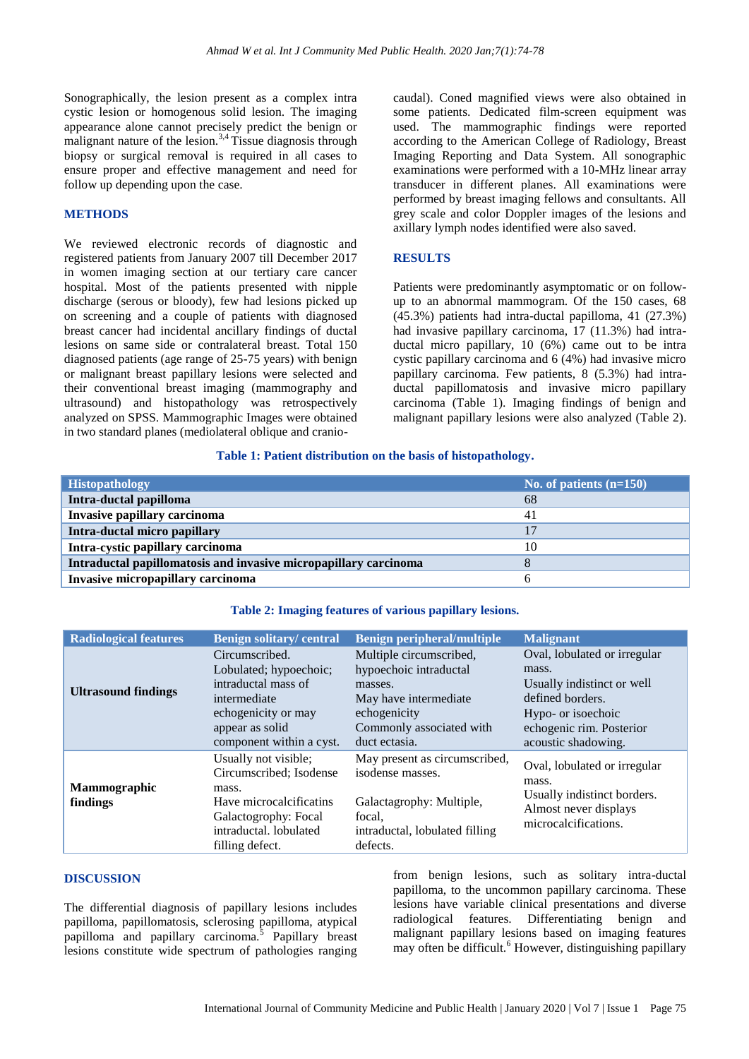Sonographically, the lesion present as a complex intra cystic lesion or homogenous solid lesion. The imaging appearance alone cannot precisely predict the benign or malignant nature of the lesion.[3,4] Tissue diagnosis through biopsy or surgical removal is required in all cases to ensure proper and effective management and need for follow up depending upon the case.

## METHODS

We reviewed electronic records of diagnostic and registered patients from January 2007 till December 2017 in women imaging section at our tertiary care cancer hospital. Most of the patients presented with nipple discharge (serous or bloody), few had lesions picked up on screening and a couple of patients with diagnosed breast cancer had incidental ancillary findings of ductal lesions on same side or contralateral breast. Total 150 diagnosed patients (age range of 25-75 years) with benign or malignant breast papillary lesions were selected and their conventional breast imaging (mammography and ultrasound) and histopathology was retrospectively analyzed on SPSS. Mammographic Images were obtained in two standard planes (mediolateral oblique and cranio-caudal). Coned magnified views were also obtained in some patients. Dedicated film-screen equipment was used. The mammographic findings were reported according to the American College of Radiology, Breast Imaging Reporting and Data System. All sonographic examinations were performed with a 10-MHz linear array transducer in different planes. All examinations were performed by breast imaging fellows and consultants. All grey scale and color Doppler images of the lesions and axillary lymph nodes identified were also saved.

## RESULTS

Patients were predominantly asymptomatic or on follow-up to an abnormal mammogram. Of the 150 cases, 68 (45.3%) patients had intra-ductal papilloma, 41 (27.3%) had invasive papillary carcinoma, 17 (11.3%) had intra-ductal micro papillary, 10 (6%) came out to be intra cystic papillary carcinoma and 6 (4%) had invasive micro papillary carcinoma. Few patients, 8 (5.3%) had intra-ductal papillomatosis and invasive micro papillary carcinoma (Table 1). Imaging findings of benign and malignant papillary lesions were also analyzed (Table 2).

**Table 1: Patient distribution on the basis of histopathology.**

| Histopathology | No. of patients (n=150) |
|---|---|
| **Intra-ductal papilloma** | 68 |
| **Invasive papillary carcinoma** | 41 |
| **Intra-ductal micro papillary** | 17 |
| **Intra-cystic papillary carcinoma** | 10 |
| **Intraductal papillomatosis and invasive micropapillary carcinoma** | 8 |
| **Invasive micropapillary carcinoma** | 6 |

**Table 2: Imaging features of various papillary lesions.**

| Radiological features | Benign solitary/ central | Benign peripheral/multiple | Malignant |
|---|---|---|---|
| **Ultrasound findings** | Circumscribed. Lobulated; hypoechoic; intraductal mass of intermediate echogenicity or may appear as solid component within a cyst. | Multiple circumscribed, hypoechoic intraductal masses. May have intermediate echogenicity Commonly associated with duct ectasia. | Oval, lobulated or irregular mass. Usually indistinct or well defined borders. Hypo- or isoechoic echogenic rim. Posterior acoustic shadowing. |
| **Mammographic findings** | Usually not visible; Circumscribed; Isodense mass. Have microcalcificatins Galactogrophy: Focal intraductal. lobulated filling defect. | May present as circumscribed, isodense masses. Galactagrophy: Multiple, focal, intraductal, lobulated filling defects. | Oval, lobulated or irregular mass. Usually indistinct borders. Almost never displays microcalcifications. |

## DISCUSSION

The differential diagnosis of papillary lesions includes papilloma, papillomatosis, sclerosing papilloma, atypical papilloma and papillary carcinoma.[5] Papillary breast lesions constitute wide spectrum of pathologies ranging from benign lesions, such as solitary intra-ductal papilloma, to the uncommon papillary carcinoma. These lesions have variable clinical presentations and diverse radiological features. Differentiating benign and malignant papillary lesions based on imaging features may often be difficult.[6] However, distinguishing papillary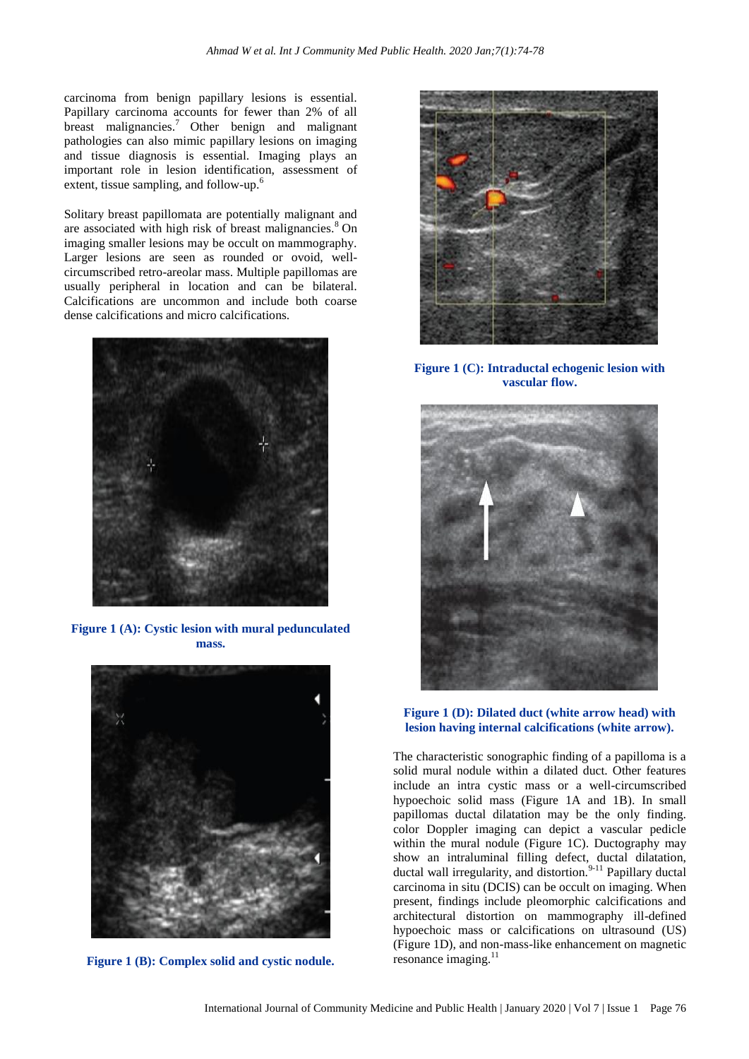carcinoma from benign papillary lesions is essential. Papillary carcinoma accounts for fewer than 2% of all breast malignancies.[7] Other benign and malignant pathologies can also mimic papillary lesions on imaging and tissue diagnosis is essential. Imaging plays an important role in lesion identification, assessment of extent, tissue sampling, and follow-up.[6]

Solitary breast papillomata are potentially malignant and are associated with high risk of breast malignancies.[8] On imaging smaller lesions may be occult on mammography. Larger lesions are seen as rounded or ovoid, well-circumscribed retro-areolar mass. Multiple papillomas are usually peripheral in location and can be bilateral. Calcifications are uncommon and include both coarse dense calcifications and micro calcifications.

**Figure 1 (A): Cystic lesion with mural pedunculated mass.**

**Figure 1 (B): Complex solid and cystic nodule.**

**Figure 1 (C): Intraductal echogenic lesion with vascular flow.**

**Figure 1 (D): Dilated duct (white arrow head) with lesion having internal calcifications (white arrow).**

The characteristic sonographic finding of a papilloma is a solid mural nodule within a dilated duct. Other features include an intra cystic mass or a well-circumscribed hypoechoic solid mass (Figure 1A and 1B). In small papillomas ductal dilatation may be the only finding. color Doppler imaging can depict a vascular pedicle within the mural nodule (Figure 1C). Ductography may show an intraluminal filling defect, ductal dilatation, ductal wall irregularity, and distortion.[9-11] Papillary ductal carcinoma in situ (DCIS) can be occult on imaging. When present, findings include pleomorphic calcifications and architectural distortion on mammography ill-defined hypoechoic mass or calcifications on ultrasound (US) (Figure 1D), and non-mass-like enhancement on magnetic resonance imaging.[11]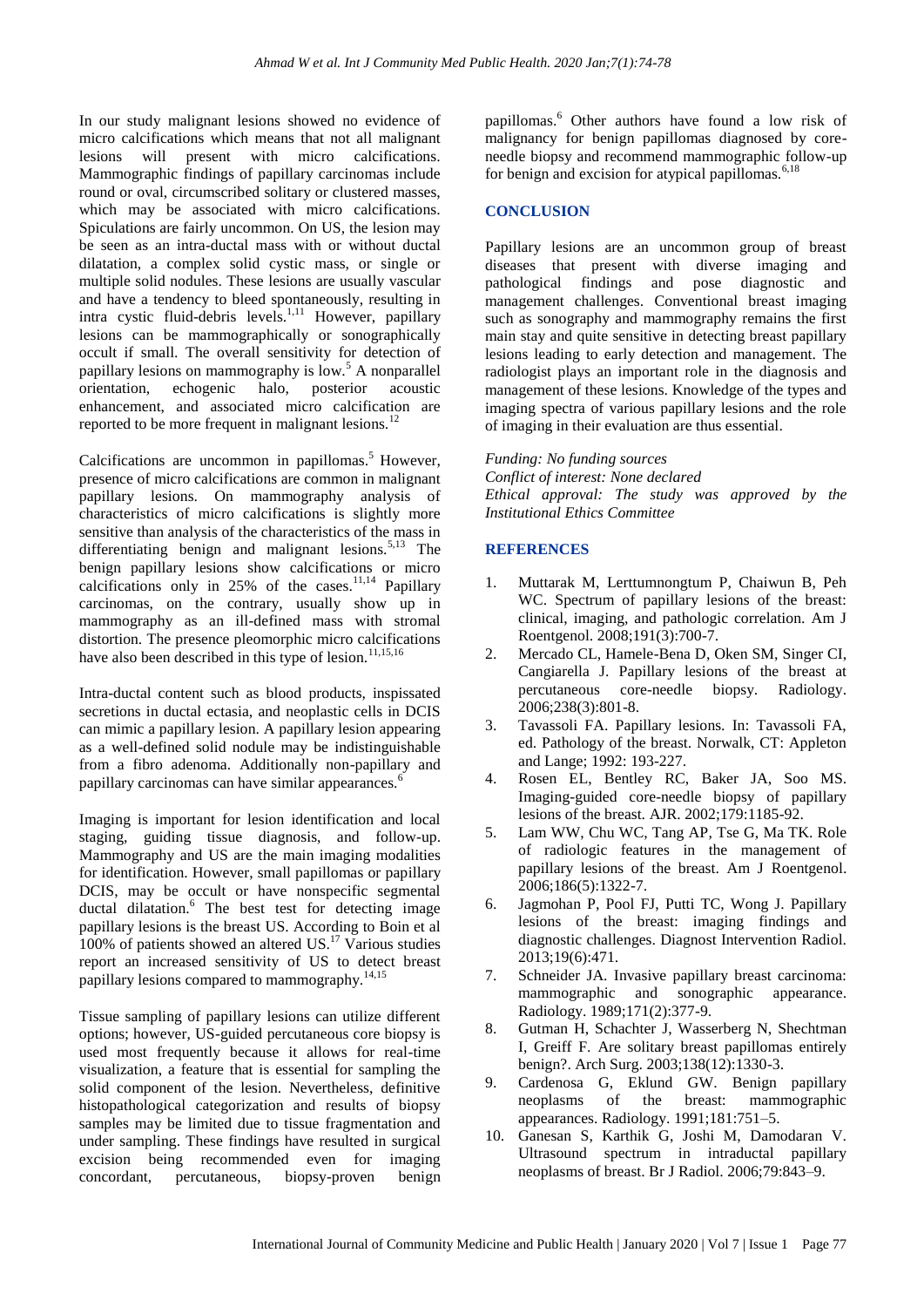In our study malignant lesions showed no evidence of micro calcifications which means that not all malignant lesions will present with micro calcifications. Mammographic findings of papillary carcinomas include round or oval, circumscribed solitary or clustered masses, which may be associated with micro calcifications. Spiculations are fairly uncommon. On US, the lesion may be seen as an intra-ductal mass with or without ductal dilatation, a complex solid cystic mass, or single or multiple solid nodules. These lesions are usually vascular and have a tendency to bleed spontaneously, resulting in intra cystic fluid-debris levels.[1,11] However, papillary lesions can be mammographically or sonographically occult if small. The overall sensitivity for detection of papillary lesions on mammography is low.[5] A nonparallel orientation, echogenic halo, posterior acoustic enhancement, and associated micro calcification are reported to be more frequent in malignant lesions.[12]

Calcifications are uncommon in papillomas.[5] However, presence of micro calcifications are common in malignant papillary lesions. On mammography analysis of characteristics of micro calcifications is slightly more sensitive than analysis of the characteristics of the mass in differentiating benign and malignant lesions.[5,13] The benign papillary lesions show calcifications or micro calcifications only in 25% of the cases.[11,14] Papillary carcinomas, on the contrary, usually show up in mammography as an ill-defined mass with stromal distortion. The presence pleomorphic micro calcifications have also been described in this type of lesion.[11,15,16]

Intra-ductal content such as blood products, inspissated secretions in ductal ectasia, and neoplastic cells in DCIS can mimic a papillary lesion. A papillary lesion appearing as a well-defined solid nodule may be indistinguishable from a fibro adenoma. Additionally non-papillary and papillary carcinomas can have similar appearances.[6]

Imaging is important for lesion identification and local staging, guiding tissue diagnosis, and follow-up. Mammography and US are the main imaging modalities for identification. However, small papillomas or papillary DCIS, may be occult or have nonspecific segmental ductal dilatation.[6] The best test for detecting image papillary lesions is the breast US. According to Boin et al 100% of patients showed an altered US.[17] Various studies report an increased sensitivity of US to detect breast papillary lesions compared to mammography.[14,15]

Tissue sampling of papillary lesions can utilize different options; however, US-guided percutaneous core biopsy is used most frequently because it allows for real-time visualization, a feature that is essential for sampling the solid component of the lesion. Nevertheless, definitive histopathological categorization and results of biopsy samples may be limited due to tissue fragmentation and under sampling. These findings have resulted in surgical excision being recommended even for imaging concordant, percutaneous, biopsy-proven benign papillomas.[6] Other authors have found a low risk of malignancy for benign papillomas diagnosed by core-needle biopsy and recommend mammographic follow-up for benign and excision for atypical papillomas.[6,18]

## CONCLUSION

Papillary lesions are an uncommon group of breast diseases that present with diverse imaging and pathological findings and pose diagnostic and management challenges. Conventional breast imaging such as sonography and mammography remains the first main stay and quite sensitive in detecting breast papillary lesions leading to early detection and management. The radiologist plays an important role in the diagnosis and management of these lesions. Knowledge of the types and imaging spectra of various papillary lesions and the role of imaging in their evaluation are thus essential.

*Funding: No funding sources*
*Conflict of interest: None declared*
*Ethical approval: The study was approved by the Institutional Ethics Committee*

## REFERENCES

1. Muttarak M, Lerttumnongtum P, Chaiwun B, Peh WC. Spectrum of papillary lesions of the breast: clinical, imaging, and pathologic correlation. Am J Roentgenol. 2008;191(3):700-7.
2. Mercado CL, Hamele-Bena D, Oken SM, Singer CI, Cangiarella J. Papillary lesions of the breast at percutaneous core-needle biopsy. Radiology. 2006;238(3):801-8.
3. Tavassoli FA. Papillary lesions. In: Tavassoli FA, ed. Pathology of the breast. Norwalk, CT: Appleton and Lange; 1992: 193-227.
4. Rosen EL, Bentley RC, Baker JA, Soo MS. Imaging-guided core-needle biopsy of papillary lesions of the breast. AJR. 2002;179:1185-92.
5. Lam WW, Chu WC, Tang AP, Tse G, Ma TK. Role of radiologic features in the management of papillary lesions of the breast. Am J Roentgenol. 2006;186(5):1322-7.
6. Jagmohan P, Pool FJ, Putti TC, Wong J. Papillary lesions of the breast: imaging findings and diagnostic challenges. Diagnost Intervention Radiol. 2013;19(6):471.
7. Schneider JA. Invasive papillary breast carcinoma: mammographic and sonographic appearance. Radiology. 1989;171(2):377-9.
8. Gutman H, Schachter J, Wasserberg N, Shechtman I, Greiff F. Are solitary breast papillomas entirely benign?. Arch Surg. 2003;138(12):1330-3.
9. Cardenosa G, Eklund GW. Benign papillary neoplasms of the breast: mammographic appearances. Radiology. 1991;181:751–5.
10. Ganesan S, Karthik G, Joshi M, Damodaran V. Ultrasound spectrum in intraductal papillary neoplasms of breast. Br J Radiol. 2006;79:843–9.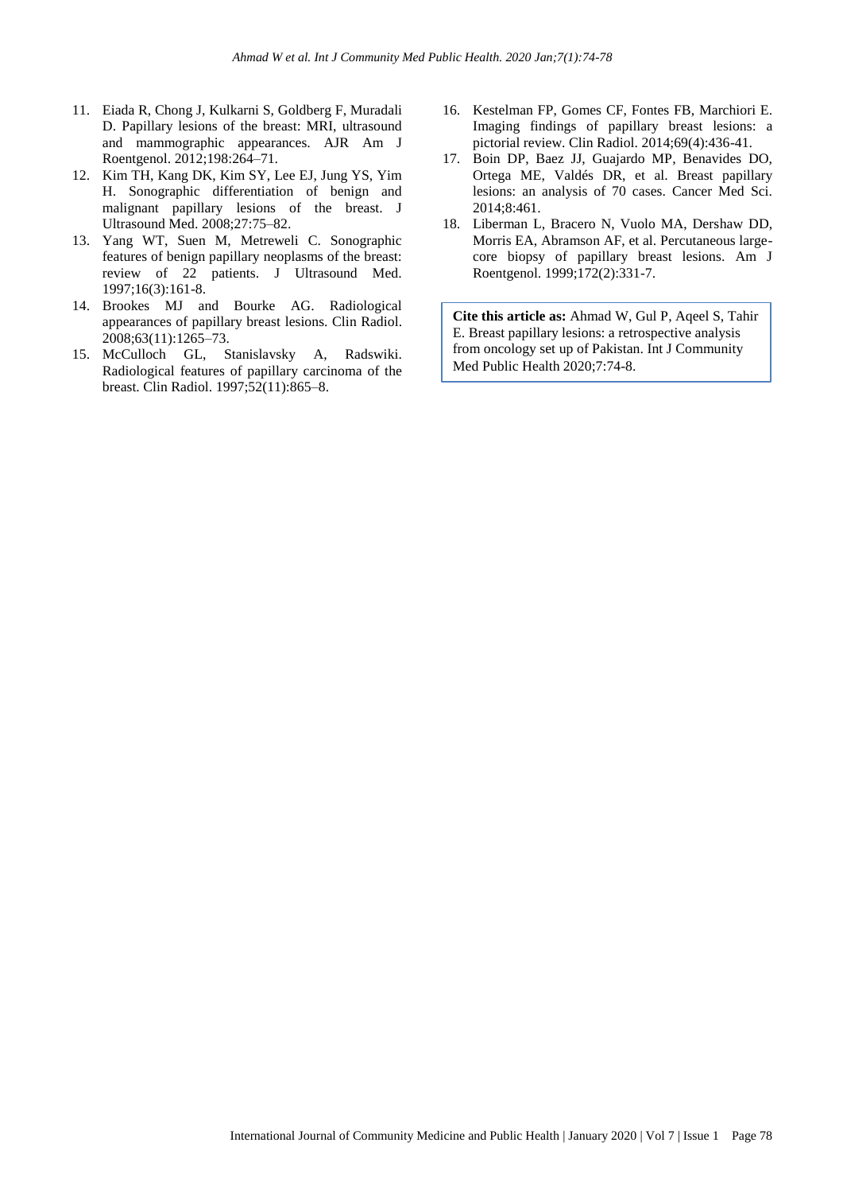11. Eiada R, Chong J, Kulkarni S, Goldberg F, Muradali D. Papillary lesions of the breast: MRI, ultrasound and mammographic appearances. AJR Am J Roentgenol. 2012;198:264–71.
12. Kim TH, Kang DK, Kim SY, Lee EJ, Jung YS, Yim H. Sonographic differentiation of benign and malignant papillary lesions of the breast. J Ultrasound Med. 2008;27:75–82.
13. Yang WT, Suen M, Metreweli C. Sonographic features of benign papillary neoplasms of the breast: review of 22 patients. J Ultrasound Med. 1997;16(3):161-8.
14. Brookes MJ and Bourke AG. Radiological appearances of papillary breast lesions. Clin Radiol. 2008;63(11):1265–73.
15. McCulloch GL, Stanislavsky A, Radswiki. Radiological features of papillary carcinoma of the breast. Clin Radiol. 1997;52(11):865–8.
16. Kestelman FP, Gomes CF, Fontes FB, Marchiori E. Imaging findings of papillary breast lesions: a pictorial review. Clin Radiol. 2014;69(4):436-41.
17. Boin DP, Baez JJ, Guajardo MP, Benavides DO, Ortega ME, Valdés DR, et al. Breast papillary lesions: an analysis of 70 cases. Cancer Med Sci. 2014;8:461.
18. Liberman L, Bracero N, Vuolo MA, Dershaw DD, Morris EA, Abramson AF, et al. Percutaneous large-core biopsy of papillary breast lesions. Am J Roentgenol. 1999;172(2):331-7.

**Cite this article as:** Ahmad W, Gul P, Aqeel S, Tahir E. Breast papillary lesions: a retrospective analysis from oncology set up of Pakistan. Int J Community Med Public Health 2020;7:74-8.